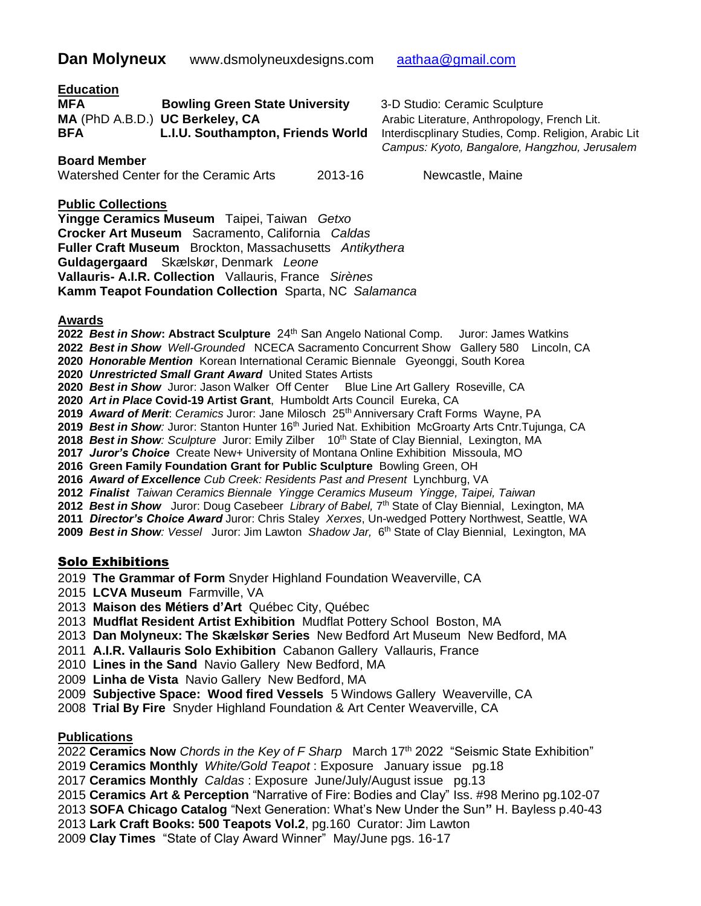**Dan Molyneux** www.dsmolyneuxdesigns.com [aathaa@gmail.com](mailto:aathaa@gmail.com)

## Education

**MFA** **Bowling Green State University** 3-D Studio: Ceramic Sculpture
**MA** (PhD A.B.D.) **UC Berkeley, CA** Arabic Literature, Anthropology, French Lit.
**BFA** **L.I.U. Southampton, Friends World** Interdiscplinary Studies, Comp. Religion, Arabic Lit
*Campus: Kyoto, Bangalore, Hangzhou, Jerusalem*

**Board Member**
Watershed Center for the Ceramic Arts 2013-16 Newcastle, Maine

## Public Collections

**Yingge Ceramics Museum** Taipei, Taiwan *Getxo*
**Crocker Art Museum** Sacramento, California *Caldas*
**Fuller Craft Museum** Brockton, Massachusetts *Antikythera*
**Guldagergaard** Skælskør, Denmark *Leone*
**Vallauris- A.I.R. Collection** Vallauris, France *Sirènes*
**Kamm Teapot Foundation Collection** Sparta, NC *Salamanca*

## Awards

**2022** ***Best in Show*: Abstract Sculpture** 24th San Angelo National Comp. Juror: James Watkins
**2022** ***Best in Show*** *Well-Grounded* NCECA Sacramento Concurrent Show Gallery 580 Lincoln, CA
**2020** ***Honorable Mention*** Korean International Ceramic Biennale Gyeonggi, South Korea
**2020** ***Unrestricted Small Grant Award*** United States Artists
**2020** ***Best in Show*** Juror: Jason Walker Off Center Blue Line Art Gallery Roseville, CA
**2020** ***Art in Place* Covid-19 Artist Grant**, Humboldt Arts Council Eureka, CA
**2019** ***Award of Merit***: *Ceramics* Juror: Jane Milosch 25th Anniversary Craft Forms Wayne, PA
**2019** ***Best in Show**:* Juror: Stanton Hunter 16th Juried Nat. Exhibition McGroarty Arts Cntr.Tujunga, CA
**2018** ***Best in Show**: Sculpture* Juror: Emily Zilber 10th State of Clay Biennial, Lexington, MA
**2017** ***Juror's Choice*** Create New+ University of Montana Online Exhibition Missoula, MO
**2016 Green Family Foundation Grant for Public Sculpture** Bowling Green, OH
**2016** ***Award of Excellence*** *Cub Creek: Residents Past and Present* Lynchburg, VA
**2012** ***Finalist*** *Taiwan Ceramics Biennale Yingge Ceramics Museum Yingge, Taipei, Taiwan*
**2012** ***Best in Show*** Juror: Doug Casebeer *Library of Babel,* 7th State of Clay Biennial, Lexington, MA
**2011** ***Director's Choice Award*** Juror: Chris Staley *Xerxes*, Un-wedged Pottery Northwest, Seattle, WA
**2009** ***Best in Show**: Vessel* Juror: Jim Lawton *Shadow Jar,* 6th State of Clay Biennial, Lexington, MA

## Solo Exhibitions

2019 **The Grammar of Form** Snyder Highland Foundation Weaverville, CA
2015 **LCVA Museum** Farmville, VA
2013 **Maison des Métiers d'Art** Québec City, Québec
2013 **Mudflat Resident Artist Exhibition** Mudflat Pottery School Boston, MA
2013 **Dan Molyneux: The Skælskør Series** New Bedford Art Museum New Bedford, MA
2011 **A.I.R. Vallauris Solo Exhibition** Cabanon Gallery Vallauris, France
2010 **Lines in the Sand** Navio Gallery New Bedford, MA
2009 **Linha de Vista** Navio Gallery New Bedford, MA
2009 **Subjective Space: Wood fired Vessels** 5 Windows Gallery Weaverville, CA
2008 **Trial By Fire** Snyder Highland Foundation & Art Center Weaverville, CA

## Publications

2022 **Ceramics Now** *Chords in the Key of F Sharp* March 17th 2022 "Seismic State Exhibition"
2019 **Ceramics Monthly** *White/Gold Teapot* : Exposure January issue pg.18
2017 **Ceramics Monthly** *Caldas* : Exposure June/July/August issue pg.13
2015 **Ceramics Art & Perception** "Narrative of Fire: Bodies and Clay" Iss. #98 Merino pg.102-07
2013 **SOFA Chicago Catalog** "Next Generation: What's New Under the Sun**"** H. Bayless p.40-43
2013 **Lark Craft Books: 500 Teapots Vol.2**, pg.160 Curator: Jim Lawton
2009 **Clay Times** "State of Clay Award Winner" May/June pgs. 16-17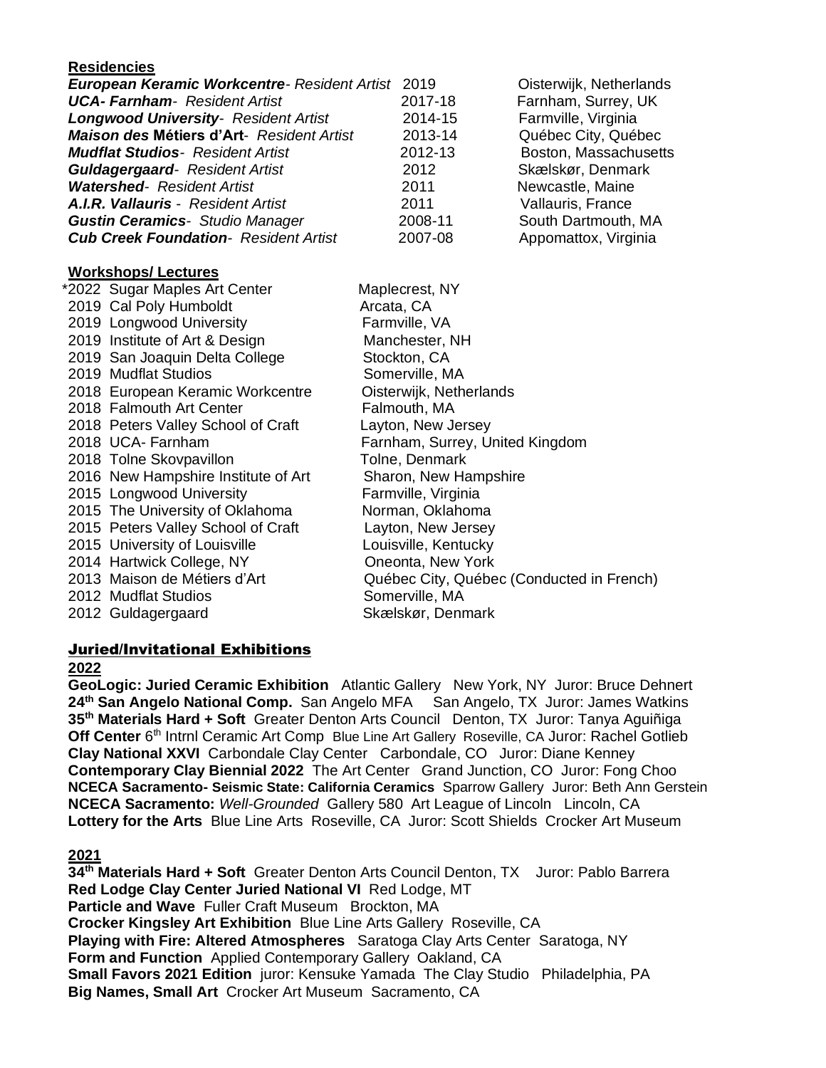## Residencies

| | | |
|---|---|---|
| ***European Keramic Workcentre**- Resident Artist* | 2019 | Oisterwijk, Netherlands |
| ***UCA- Farnham**- Resident Artist* | 2017-18 | Farnham, Surrey, UK |
| ***Longwood University**- Resident Artist* | 2014-15 | Farmville, Virginia |
| ***Maison des* Métiers d'Art**- *Resident Artist* | 2013-14 | Québec City, Québec |
| ***Mudflat Studios**- Resident Artist* | 2012-13 | Boston, Massachusetts |
| ***Guldagergaard**- Resident Artist* | 2012 | Skælskør, Denmark |
| ***Watershed**- Resident Artist* | 2011 | Newcastle, Maine |
| ***A.I.R. Vallauris** - Resident Artist* | 2011 | Vallauris, France |
| ***Gustin Ceramics**- Studio Manager* | 2008-11 | South Dartmouth, MA |
| ***Cub Creek Foundation**- Resident Artist* | 2007-08 | Appomattox, Virginia |

## Workshops/ Lectures

| | | |
|---|---|---|
| *2022 | Sugar Maples Art Center | Maplecrest, NY |
| 2019 | Cal Poly Humboldt | Arcata, CA |
| 2019 | Longwood University | Farmville, VA |
| 2019 | Institute of Art & Design | Manchester, NH |
| 2019 | San Joaquin Delta College | Stockton, CA |
| 2019 | Mudflat Studios | Somerville, MA |
| 2018 | European Keramic Workcentre | Oisterwijk, Netherlands |
| 2018 | Falmouth Art Center | Falmouth, MA |
| 2018 | Peters Valley School of Craft | Layton, New Jersey |
| 2018 | UCA- Farnham | Farnham, Surrey, United Kingdom |
| 2018 | Tolne Skovpavillon | Tolne, Denmark |
| 2016 | New Hampshire Institute of Art | Sharon, New Hampshire |
| 2015 | Longwood University | Farmville, Virginia |
| 2015 | The University of Oklahoma | Norman, Oklahoma |
| 2015 | Peters Valley School of Craft | Layton, New Jersey |
| 2015 | University of Louisville | Louisville, Kentucky |
| 2014 | Hartwick College, NY | Oneonta, New York |
| 2013 | Maison de Métiers d'Art | Québec City, Québec (Conducted in French) |
| 2012 | Mudflat Studios | Somerville, MA |
| 2012 | Guldagergaard | Skælskør, Denmark |

## Juried/Invitational Exhibitions

### 2022

**GeoLogic: Juried Ceramic Exhibition** Atlantic Gallery New York, NY Juror: Bruce Dehnert
**24th San Angelo National Comp.** San Angelo MFA San Angelo, TX Juror: James Watkins
**35th Materials Hard + Soft** Greater Denton Arts Council Denton, TX Juror: Tanya Aguiñiga
**Off Center** 6th Intrnl Ceramic Art Comp Blue Line Art Gallery Roseville, CA Juror: Rachel Gotlieb
**Clay National XXVI** Carbondale Clay Center Carbondale, CO Juror: Diane Kenney
**Contemporary Clay Biennial 2022** The Art Center Grand Junction, CO Juror: Fong Choo
**NCECA Sacramento- Seismic State: California Ceramics** Sparrow Gallery Juror: Beth Ann Gerstein
**NCECA Sacramento:** *Well-Grounded* Gallery 580 Art League of Lincoln Lincoln, CA
**Lottery for the Arts** Blue Line Arts Roseville, CA Juror: Scott Shields Crocker Art Museum

### 2021

**34th Materials Hard + Soft** Greater Denton Arts Council Denton, TX Juror: Pablo Barrera
**Red Lodge Clay Center Juried National VI** Red Lodge, MT
**Particle and Wave** Fuller Craft Museum Brockton, MA
**Crocker Kingsley Art Exhibition** Blue Line Arts Gallery Roseville, CA
**Playing with Fire: Altered Atmospheres** Saratoga Clay Arts Center Saratoga, NY
**Form and Function** Applied Contemporary Gallery Oakland, CA
**Small Favors 2021 Edition** juror: Kensuke Yamada The Clay Studio Philadelphia, PA
**Big Names, Small Art** Crocker Art Museum Sacramento, CA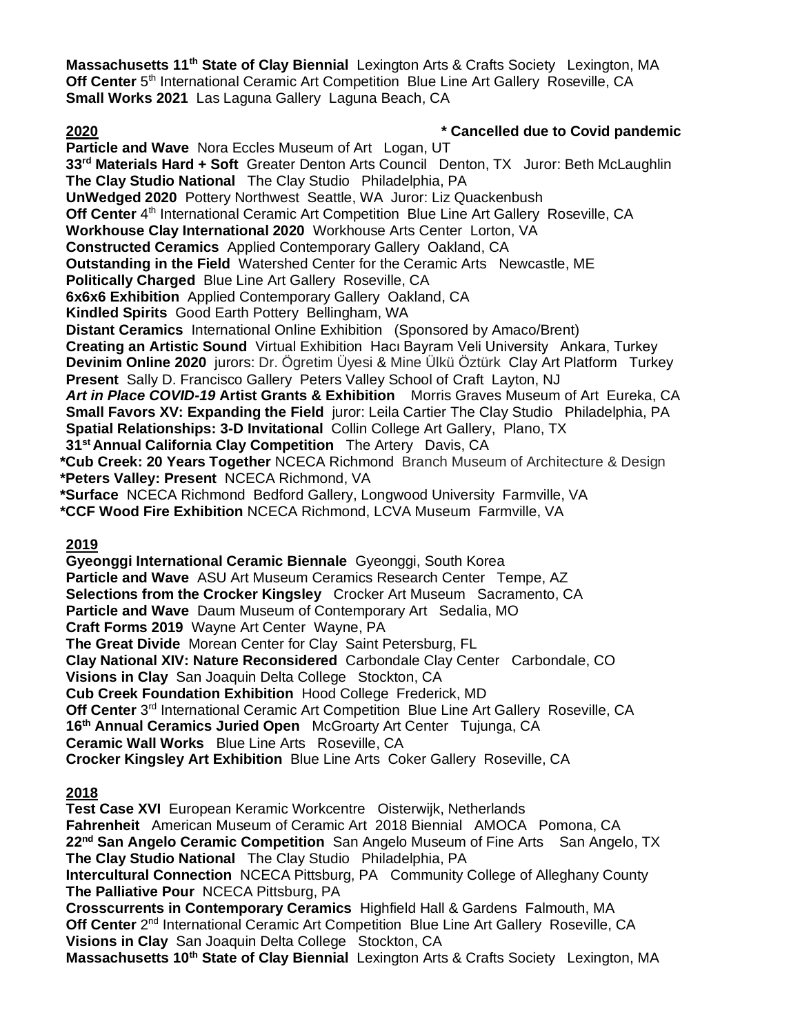**Massachusetts 11th State of Clay Biennial** Lexington Arts & Crafts Society Lexington, MA
**Off Center** 5th International Ceramic Art Competition Blue Line Art Gallery Roseville, CA
**Small Works 2021** Las Laguna Gallery Laguna Beach, CA

**2020** **\* Cancelled due to Covid pandemic**

**Particle and Wave** Nora Eccles Museum of Art Logan, UT
**33rd Materials Hard + Soft** Greater Denton Arts Council Denton, TX Juror: Beth McLaughlin
**The Clay Studio National** The Clay Studio Philadelphia, PA
**UnWedged 2020** Pottery Northwest Seattle, WA Juror: Liz Quackenbush
**Off Center** 4th International Ceramic Art Competition Blue Line Art Gallery Roseville, CA
**Workhouse Clay International 2020** Workhouse Arts Center Lorton, VA
**Constructed Ceramics** Applied Contemporary Gallery Oakland, CA
**Outstanding in the Field** Watershed Center for the Ceramic Arts Newcastle, ME
**Politically Charged** Blue Line Art Gallery Roseville, CA
**6x6x6 Exhibition** Applied Contemporary Gallery Oakland, CA
**Kindled Spirits** Good Earth Pottery Bellingham, WA
**Distant Ceramics** International Online Exhibition (Sponsored by Amaco/Brent)
**Creating an Artistic Sound** Virtual Exhibition Hacı Bayram Veli University Ankara, Turkey
**Devinim Online 2020** jurors: Dr. Ögretim Üyesi & Mine Ülkü Öztürk Clay Art Platform Turkey
**Present** Sally D. Francisco Gallery Peters Valley School of Craft Layton, NJ
***Art in Place COVID-19* Artist Grants & Exhibition** Morris Graves Museum of Art Eureka, CA
**Small Favors XV: Expanding the Field** juror: Leila Cartier The Clay Studio Philadelphia, PA
**Spatial Relationships: 3-D Invitational** Collin College Art Gallery, Plano, TX
**31st Annual California Clay Competition** The Artery Davis, CA
**\*Cub Creek: 20 Years Together** NCECA Richmond Branch Museum of Architecture & Design
**\*Peters Valley: Present** NCECA Richmond, VA
**\*Surface** NCECA Richmond Bedford Gallery, Longwood University Farmville, VA
**\*CCF Wood Fire Exhibition** NCECA Richmond, LCVA Museum Farmville, VA

**2019**

**Gyeonggi International Ceramic Biennale** Gyeonggi, South Korea
**Particle and Wave** ASU Art Museum Ceramics Research Center Tempe, AZ
**Selections from the Crocker Kingsley** Crocker Art Museum Sacramento, CA
**Particle and Wave** Daum Museum of Contemporary Art Sedalia, MO
**Craft Forms 2019** Wayne Art Center Wayne, PA
**The Great Divide** Morean Center for Clay Saint Petersburg, FL
**Clay National XIV: Nature Reconsidered** Carbondale Clay Center Carbondale, CO
**Visions in Clay** San Joaquin Delta College Stockton, CA
**Cub Creek Foundation Exhibition** Hood College Frederick, MD
**Off Center** 3rd International Ceramic Art Competition Blue Line Art Gallery Roseville, CA
**16th Annual Ceramics Juried Open** McGroarty Art Center Tujunga, CA
**Ceramic Wall Works** Blue Line Arts Roseville, CA
**Crocker Kingsley Art Exhibition** Blue Line Arts Coker Gallery Roseville, CA

**2018**

**Test Case XVI** European Keramic Workcentre Oisterwijk, Netherlands
**Fahrenheit** American Museum of Ceramic Art 2018 Biennial AMOCA Pomona, CA
**22nd San Angelo Ceramic Competition** San Angelo Museum of Fine Arts San Angelo, TX
**The Clay Studio National** The Clay Studio Philadelphia, PA
**Intercultural Connection** NCECA Pittsburg, PA Community College of Alleghany County
**The Palliative Pour** NCECA Pittsburg, PA
**Crosscurrents in Contemporary Ceramics** Highfield Hall & Gardens Falmouth, MA
**Off Center** 2nd International Ceramic Art Competition Blue Line Art Gallery Roseville, CA
**Visions in Clay** San Joaquin Delta College Stockton, CA
**Massachusetts 10th State of Clay Biennial** Lexington Arts & Crafts Society Lexington, MA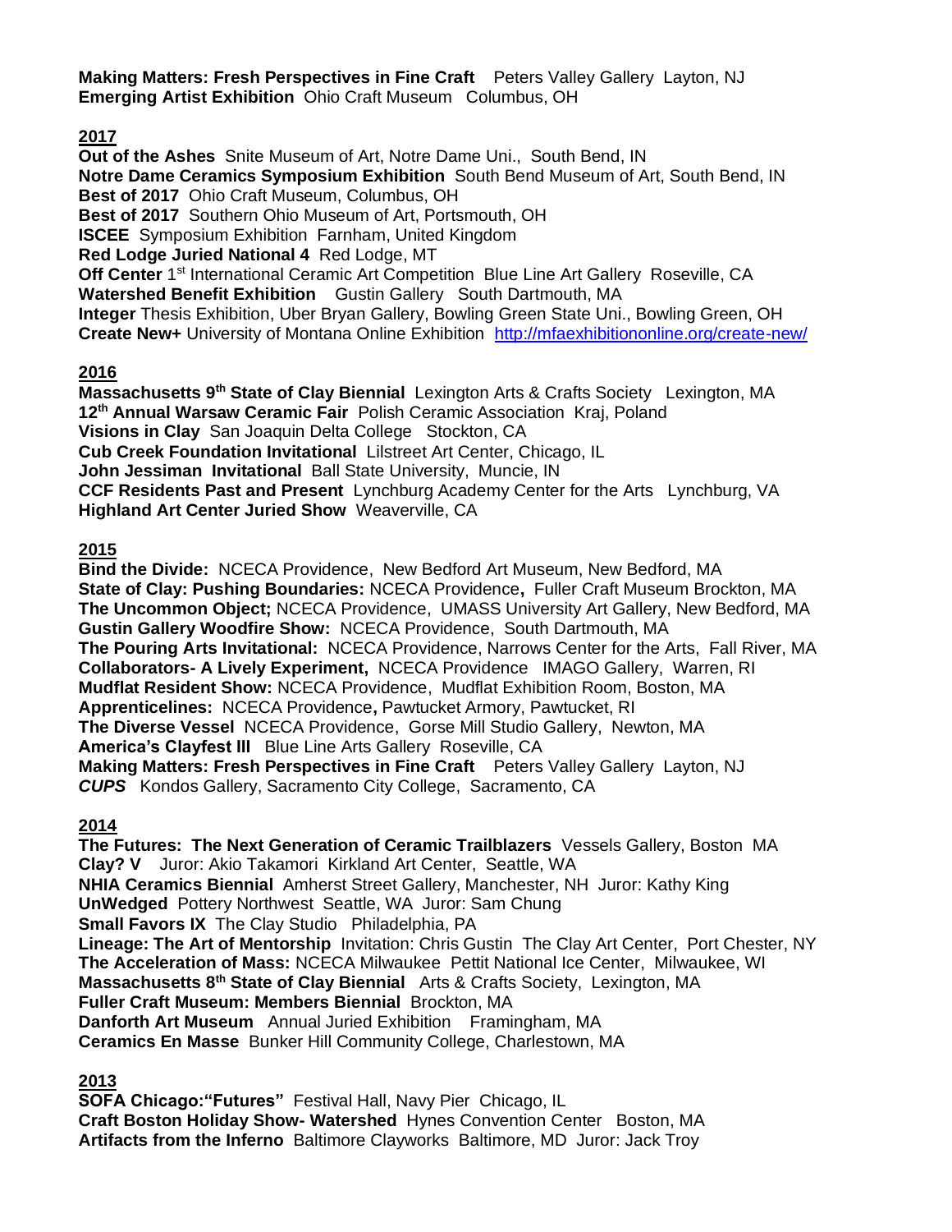**Making Matters: Fresh Perspectives in Fine Craft** Peters Valley Gallery Layton, NJ
**Emerging Artist Exhibition** Ohio Craft Museum Columbus, OH

**2017**

**Out of the Ashes** Snite Museum of Art, Notre Dame Uni., South Bend, IN
**Notre Dame Ceramics Symposium Exhibition** South Bend Museum of Art, South Bend, IN
**Best of 2017** Ohio Craft Museum, Columbus, OH
**Best of 2017** Southern Ohio Museum of Art, Portsmouth, OH
**ISCEE** Symposium Exhibition Farnham, United Kingdom
**Red Lodge Juried National 4** Red Lodge, MT
**Off Center** 1st International Ceramic Art Competition Blue Line Art Gallery Roseville, CA
**Watershed Benefit Exhibition** Gustin Gallery South Dartmouth, MA
**Integer** Thesis Exhibition, Uber Bryan Gallery, Bowling Green State Uni., Bowling Green, OH
**Create New+** University of Montana Online Exhibition http://mfaexhibitiononline.org/create-new/

**2016**

**Massachusetts 9th State of Clay Biennial** Lexington Arts & Crafts Society Lexington, MA
**12th Annual Warsaw Ceramic Fair** Polish Ceramic Association Kraj, Poland
**Visions in Clay** San Joaquin Delta College Stockton, CA
**Cub Creek Foundation Invitational** Lilstreet Art Center, Chicago, IL
**John Jessiman Invitational** Ball State University, Muncie, IN
**CCF Residents Past and Present** Lynchburg Academy Center for the Arts Lynchburg, VA
**Highland Art Center Juried Show** Weaverville, CA

**2015**

**Bind the Divide:** NCECA Providence, New Bedford Art Museum, New Bedford, MA
**State of Clay: Pushing Boundaries:** NCECA Providence**,** Fuller Craft Museum Brockton, MA
**The Uncommon Object;** NCECA Providence, UMASS University Art Gallery, New Bedford, MA
**Gustin Gallery Woodfire Show:** NCECA Providence, South Dartmouth, MA
**The Pouring Arts Invitational:** NCECA Providence, Narrows Center for the Arts, Fall River, MA
**Collaborators- A Lively Experiment,** NCECA Providence IMAGO Gallery, Warren, RI
**Mudflat Resident Show:** NCECA Providence, Mudflat Exhibition Room, Boston, MA
**Apprenticelines:** NCECA Providence**,** Pawtucket Armory, Pawtucket, RI
**The Diverse Vessel** NCECA Providence, Gorse Mill Studio Gallery, Newton, MA
**America's Clayfest III** Blue Line Arts Gallery Roseville, CA
**Making Matters: Fresh Perspectives in Fine Craft** Peters Valley Gallery Layton, NJ
***CUPS*** Kondos Gallery, Sacramento City College, Sacramento, CA

**2014**

**The Futures: The Next Generation of Ceramic Trailblazers** Vessels Gallery, Boston MA
**Clay? V** Juror: Akio Takamori Kirkland Art Center, Seattle, WA
**NHIA Ceramics Biennial** Amherst Street Gallery, Manchester, NH Juror: Kathy King
**UnWedged** Pottery Northwest Seattle, WA Juror: Sam Chung
**Small Favors IX** The Clay Studio Philadelphia, PA
**Lineage: The Art of Mentorship** Invitation: Chris Gustin The Clay Art Center, Port Chester, NY
**The Acceleration of Mass:** NCECA Milwaukee Pettit National Ice Center, Milwaukee, WI
**Massachusetts 8th State of Clay Biennial** Arts & Crafts Society, Lexington, MA
**Fuller Craft Museum: Members Biennial** Brockton, MA
**Danforth Art Museum** Annual Juried Exhibition Framingham, MA
**Ceramics En Masse** Bunker Hill Community College, Charlestown, MA

**2013**

**SOFA Chicago:"Futures"** Festival Hall, Navy Pier Chicago, IL
**Craft Boston Holiday Show- Watershed** Hynes Convention Center Boston, MA
**Artifacts from the Inferno** Baltimore Clayworks Baltimore, MD Juror: Jack Troy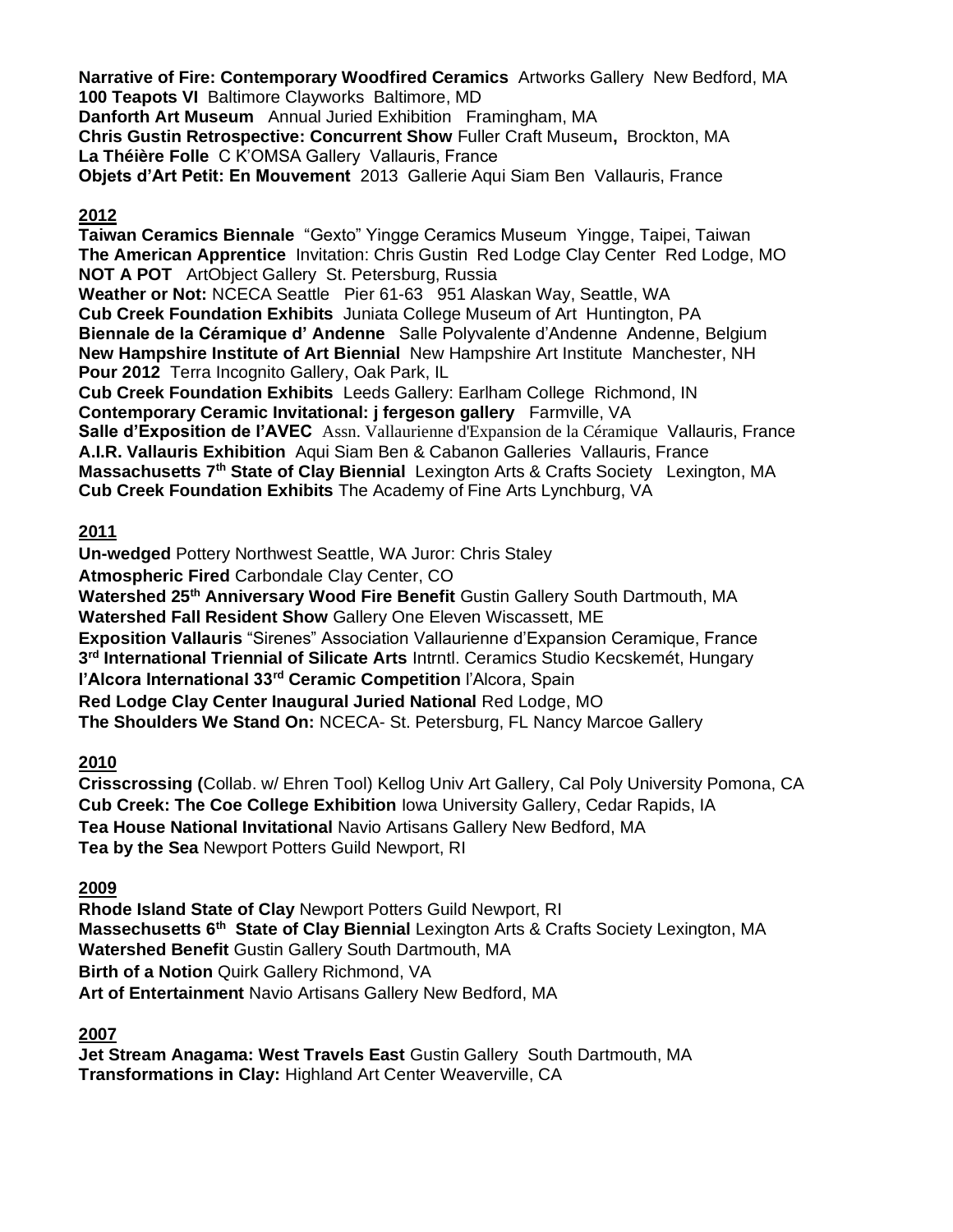**Narrative of Fire: Contemporary Woodfired Ceramics** Artworks Gallery New Bedford, MA
**100 Teapots VI** Baltimore Clayworks Baltimore, MD
**Danforth Art Museum** Annual Juried Exhibition Framingham, MA
**Chris Gustin Retrospective: Concurrent Show** Fuller Craft Museum**,** Brockton, MA
**La Théière Folle** C K'OMSA Gallery Vallauris, France
**Objets d'Art Petit: En Mouvement** 2013 Gallerie Aqui Siam Ben Vallauris, France

**2012**

**Taiwan Ceramics Biennale** "Gexto" Yingge Ceramics Museum Yingge, Taipei, Taiwan
**The American Apprentice** Invitation: Chris Gustin Red Lodge Clay Center Red Lodge, MO
**NOT A POT** ArtObject Gallery St. Petersburg, Russia
**Weather or Not:** NCECA Seattle Pier 61-63 951 Alaskan Way, Seattle, WA
**Cub Creek Foundation Exhibits** Juniata College Museum of Art Huntington, PA
**Biennale de la Céramique d' Andenne** Salle Polyvalente d'Andenne Andenne, Belgium
**New Hampshire Institute of Art Biennial** New Hampshire Art Institute Manchester, NH
**Pour 2012** Terra Incognito Gallery, Oak Park, IL
**Cub Creek Foundation Exhibits** Leeds Gallery: Earlham College Richmond, IN
**Contemporary Ceramic Invitational: j fergeson gallery** Farmville, VA
**Salle d'Exposition de l'AVEC** Assn. Vallaurienne d'Expansion de la Céramique Vallauris, France
**A.I.R. Vallauris Exhibition** Aqui Siam Ben & Cabanon Galleries Vallauris, France
**Massachusetts 7th State of Clay Biennial** Lexington Arts & Crafts Society Lexington, MA
**Cub Creek Foundation Exhibits** The Academy of Fine Arts Lynchburg, VA

**2011**

**Un-wedged** Pottery Northwest Seattle, WA Juror: Chris Staley
**Atmospheric Fired** Carbondale Clay Center, CO
**Watershed 25th Anniversary Wood Fire Benefit** Gustin Gallery South Dartmouth, MA
**Watershed Fall Resident Show** Gallery One Eleven Wiscassett, ME
**Exposition Vallauris** "Sirenes" Association Vallaurienne d'Expansion Ceramique, France
**3rd International Triennial of Silicate Arts** Intrntl. Ceramics Studio Kecskemét, Hungary
**l'Alcora International 33rd Ceramic Competition** l'Alcora, Spain
**Red Lodge Clay Center Inaugural Juried National** Red Lodge, MO
**The Shoulders We Stand On:** NCECA- St. Petersburg, FL Nancy Marcoe Gallery

**2010**

**Crisscrossing (**Collab. w/ Ehren Tool) Kellog Univ Art Gallery, Cal Poly University Pomona, CA
**Cub Creek: The Coe College Exhibition** Iowa University Gallery, Cedar Rapids, IA
**Tea House National Invitational** Navio Artisans Gallery New Bedford, MA
**Tea by the Sea** Newport Potters Guild Newport, RI

**2009**

**Rhode Island State of Clay** Newport Potters Guild Newport, RI
**Massechusetts 6th State of Clay Biennial** Lexington Arts & Crafts Society Lexington, MA
**Watershed Benefit** Gustin Gallery South Dartmouth, MA
**Birth of a Notion** Quirk Gallery Richmond, VA
**Art of Entertainment** Navio Artisans Gallery New Bedford, MA

**2007**

**Jet Stream Anagama: West Travels East** Gustin Gallery South Dartmouth, MA
**Transformations in Clay:** Highland Art Center Weaverville, CA